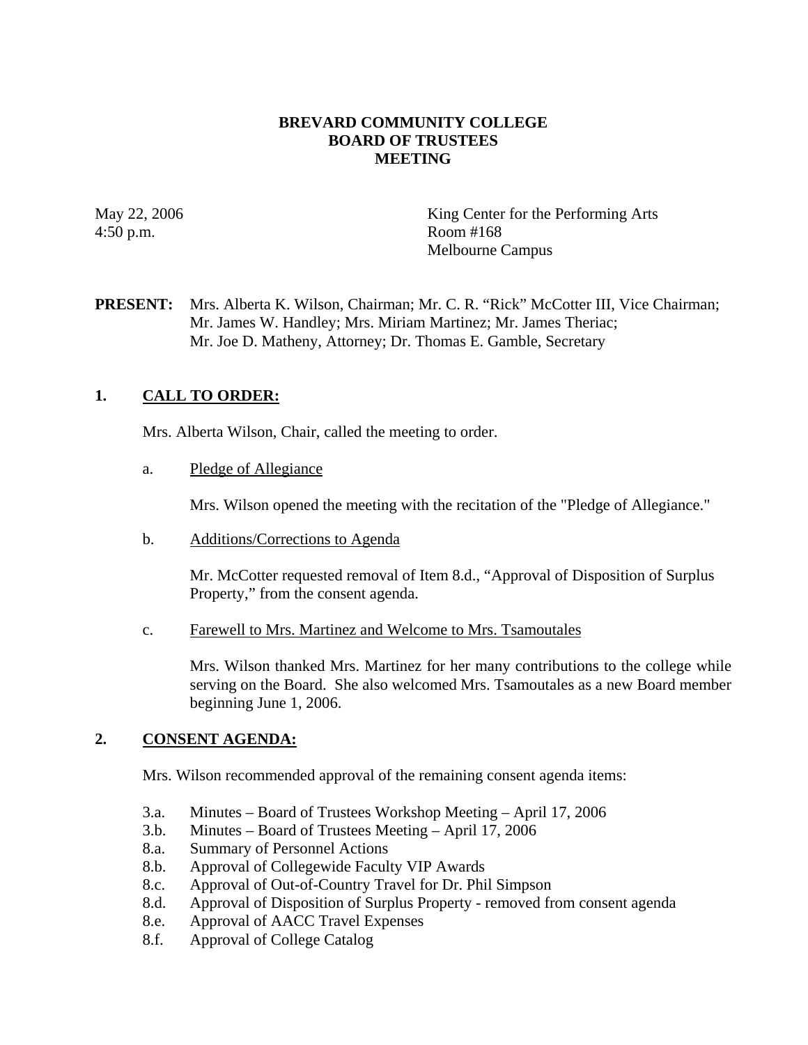**BREVARD COMMUNITY COLLEGE**
**BOARD OF TRUSTEES**
**MEETING**

May 22, 2006
4:50 p.m.

King Center for the Performing Arts
Room #168
Melbourne Campus

**PRESENT:** Mrs. Alberta K. Wilson, Chairman; Mr. C. R. "Rick" McCotter III, Vice Chairman; Mr. James W. Handley; Mrs. Miriam Martinez; Mr. James Theriac; Mr. Joe D. Matheny, Attorney; Dr. Thomas E. Gamble, Secretary

## 1. CALL TO ORDER:

Mrs. Alberta Wilson, Chair, called the meeting to order.

a. Pledge of Allegiance

Mrs. Wilson opened the meeting with the recitation of the "Pledge of Allegiance."

b. Additions/Corrections to Agenda

Mr. McCotter requested removal of Item 8.d., "Approval of Disposition of Surplus Property," from the consent agenda.

c. Farewell to Mrs. Martinez and Welcome to Mrs. Tsamoutales

Mrs. Wilson thanked Mrs. Martinez for her many contributions to the college while serving on the Board. She also welcomed Mrs. Tsamoutales as a new Board member beginning June 1, 2006.

## 2. CONSENT AGENDA:

Mrs. Wilson recommended approval of the remaining consent agenda items:

3.a. Minutes – Board of Trustees Workshop Meeting – April 17, 2006
3.b. Minutes – Board of Trustees Meeting – April 17, 2006
8.a. Summary of Personnel Actions
8.b. Approval of Collegewide Faculty VIP Awards
8.c. Approval of Out-of-Country Travel for Dr. Phil Simpson
8.d. Approval of Disposition of Surplus Property - removed from consent agenda
8.e. Approval of AACC Travel Expenses
8.f. Approval of College Catalog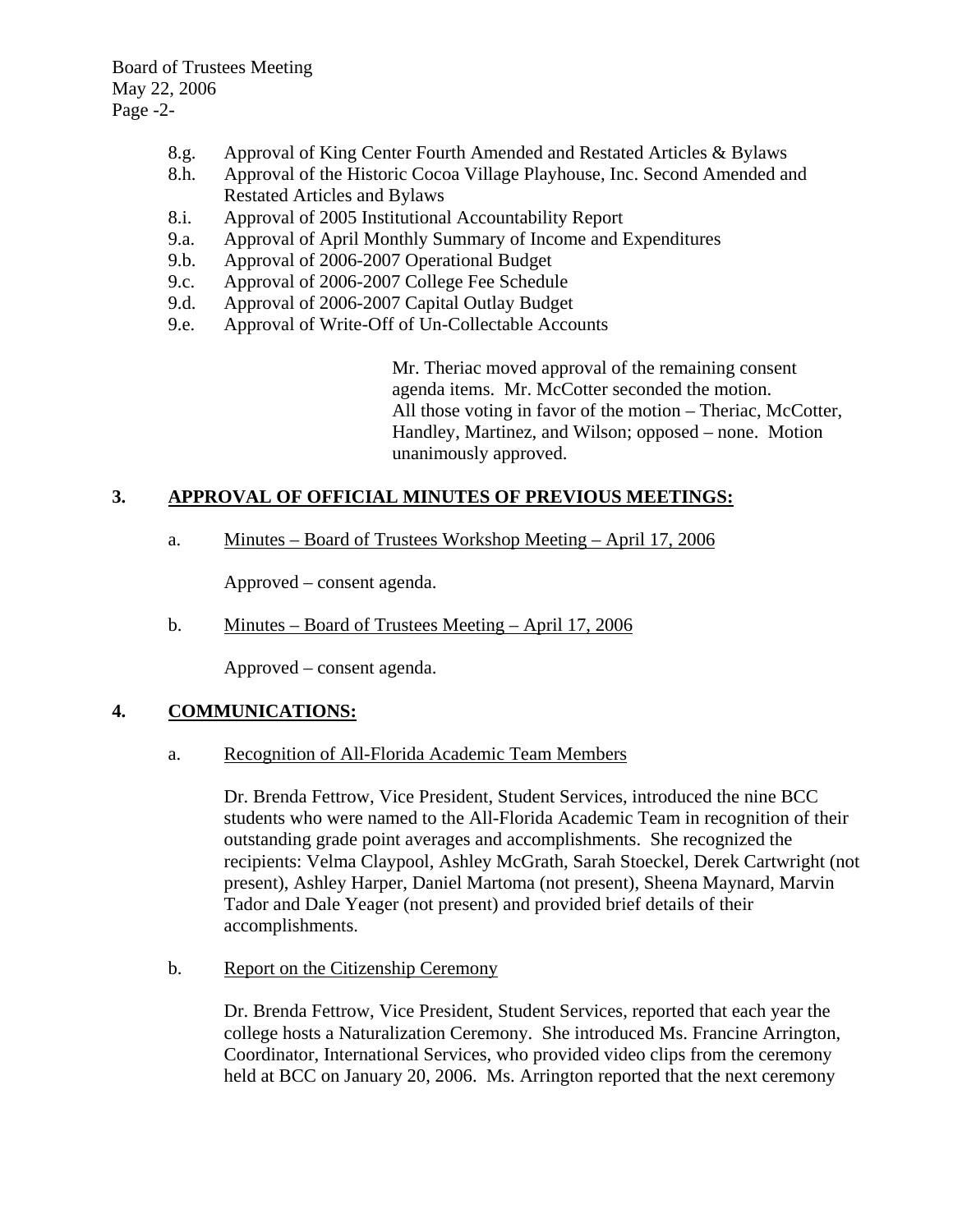- 8.g. Approval of King Center Fourth Amended and Restated Articles & Bylaws
- 8.h. Approval of the Historic Cocoa Village Playhouse, Inc. Second Amended and Restated Articles and Bylaws
- 8.i. Approval of 2005 Institutional Accountability Report
- 9.a. Approval of April Monthly Summary of Income and Expenditures
- 9.b. Approval of 2006-2007 Operational Budget
- 9.c. Approval of 2006-2007 College Fee Schedule
- 9.d. Approval of 2006-2007 Capital Outlay Budget
- 9.e. Approval of Write-Off of Un-Collectable Accounts

Mr. Theriac moved approval of the remaining consent agenda items. Mr. McCotter seconded the motion. All those voting in favor of the motion – Theriac, McCotter, Handley, Martinez, and Wilson; opposed – none. Motion unanimously approved.

## 3. APPROVAL OF OFFICIAL MINUTES OF PREVIOUS MEETINGS:

a. Minutes – Board of Trustees Workshop Meeting – April 17, 2006

Approved – consent agenda.

b. Minutes – Board of Trustees Meeting – April 17, 2006

Approved – consent agenda.

## 4. COMMUNICATIONS:

a. Recognition of All-Florida Academic Team Members

Dr. Brenda Fettrow, Vice President, Student Services, introduced the nine BCC students who were named to the All-Florida Academic Team in recognition of their outstanding grade point averages and accomplishments. She recognized the recipients: Velma Claypool, Ashley McGrath, Sarah Stoeckel, Derek Cartwright (not present), Ashley Harper, Daniel Martoma (not present), Sheena Maynard, Marvin Tador and Dale Yeager (not present) and provided brief details of their accomplishments.

b. Report on the Citizenship Ceremony

Dr. Brenda Fettrow, Vice President, Student Services, reported that each year the college hosts a Naturalization Ceremony. She introduced Ms. Francine Arrington, Coordinator, International Services, who provided video clips from the ceremony held at BCC on January 20, 2006. Ms. Arrington reported that the next ceremony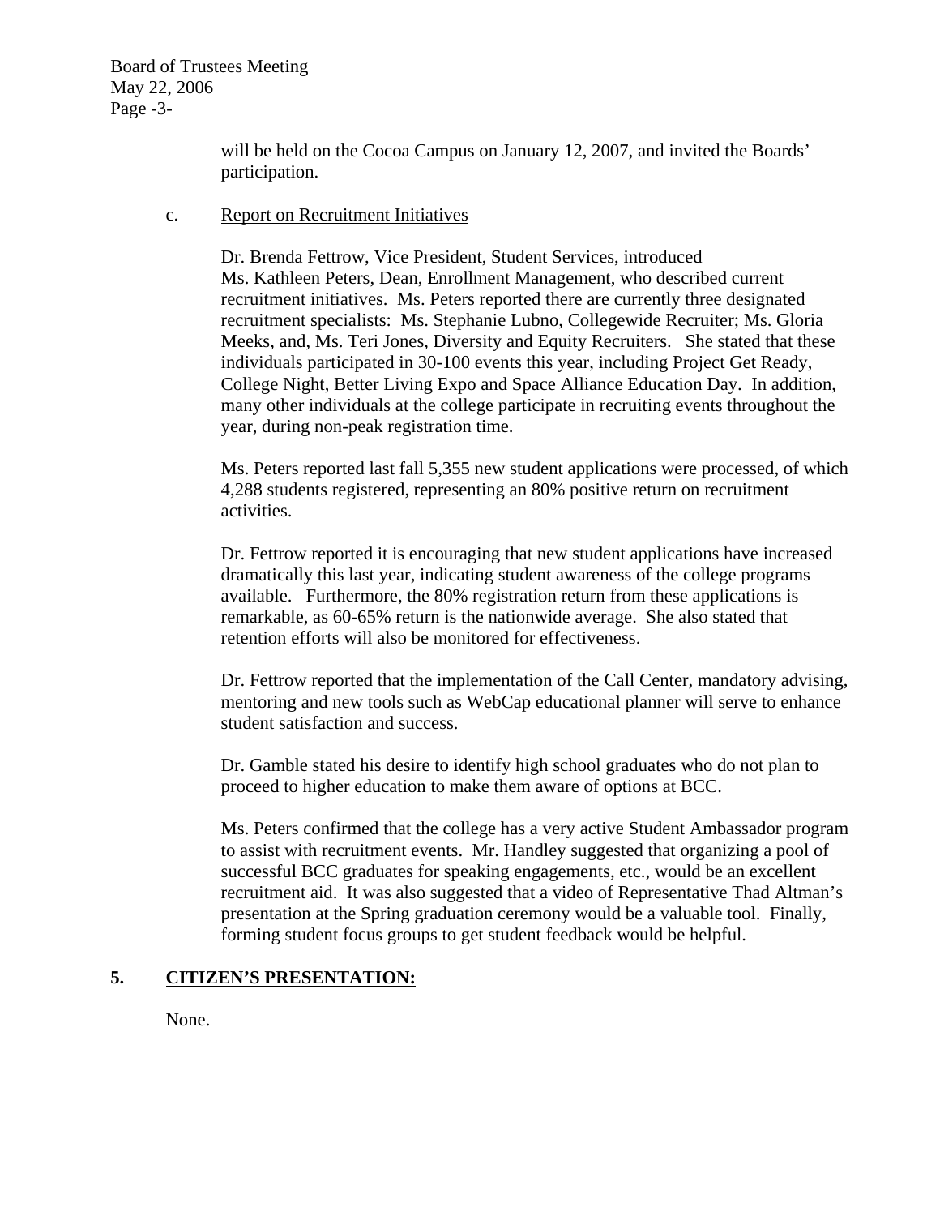will be held on the Cocoa Campus on January 12, 2007, and invited the Boards' participation.

c. <u>Report on Recruitment Initiatives</u>

Dr. Brenda Fettrow, Vice President, Student Services, introduced Ms. Kathleen Peters, Dean, Enrollment Management, who described current recruitment initiatives. Ms. Peters reported there are currently three designated recruitment specialists: Ms. Stephanie Lubno, Collegewide Recruiter; Ms. Gloria Meeks, and, Ms. Teri Jones, Diversity and Equity Recruiters. She stated that these individuals participated in 30-100 events this year, including Project Get Ready, College Night, Better Living Expo and Space Alliance Education Day. In addition, many other individuals at the college participate in recruiting events throughout the year, during non-peak registration time.

Ms. Peters reported last fall 5,355 new student applications were processed, of which 4,288 students registered, representing an 80% positive return on recruitment activities.

Dr. Fettrow reported it is encouraging that new student applications have increased dramatically this last year, indicating student awareness of the college programs available. Furthermore, the 80% registration return from these applications is remarkable, as 60-65% return is the nationwide average. She also stated that retention efforts will also be monitored for effectiveness.

Dr. Fettrow reported that the implementation of the Call Center, mandatory advising, mentoring and new tools such as WebCap educational planner will serve to enhance student satisfaction and success.

Dr. Gamble stated his desire to identify high school graduates who do not plan to proceed to higher education to make them aware of options at BCC.

Ms. Peters confirmed that the college has a very active Student Ambassador program to assist with recruitment events. Mr. Handley suggested that organizing a pool of successful BCC graduates for speaking engagements, etc., would be an excellent recruitment aid. It was also suggested that a video of Representative Thad Altman's presentation at the Spring graduation ceremony would be a valuable tool. Finally, forming student focus groups to get student feedback would be helpful.

## 5. <u>CITIZEN'S PRESENTATION:</u>

None.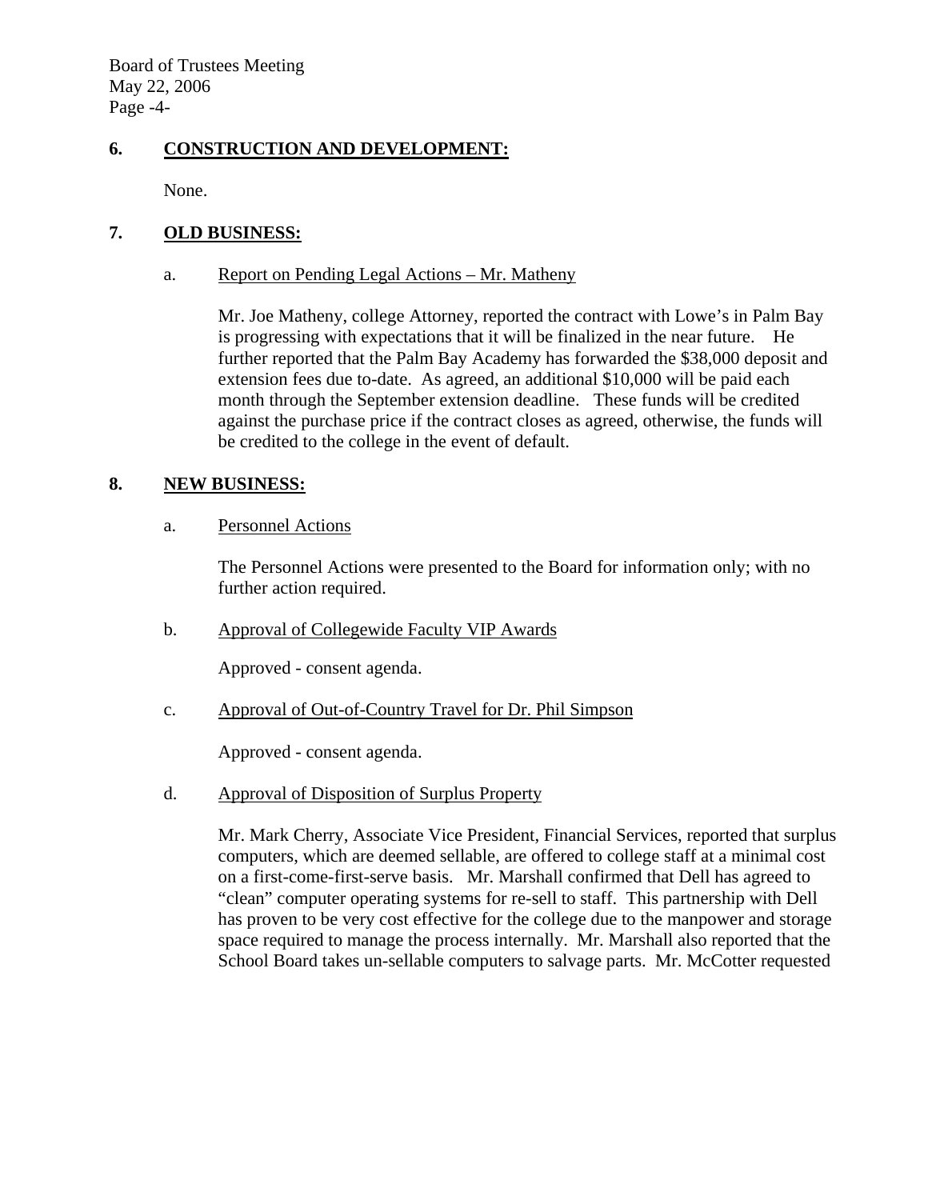## 6. CONSTRUCTION AND DEVELOPMENT:

None.

## 7. OLD BUSINESS:

a. Report on Pending Legal Actions – Mr. Matheny

Mr. Joe Matheny, college Attorney, reported the contract with Lowe's in Palm Bay is progressing with expectations that it will be finalized in the near future. He further reported that the Palm Bay Academy has forwarded the $38,000 deposit and extension fees due to-date. As agreed, an additional $10,000 will be paid each month through the September extension deadline. These funds will be credited against the purchase price if the contract closes as agreed, otherwise, the funds will be credited to the college in the event of default.

## 8. NEW BUSINESS:

a. Personnel Actions

The Personnel Actions were presented to the Board for information only; with no further action required.

b. Approval of Collegewide Faculty VIP Awards

Approved - consent agenda.

c. Approval of Out-of-Country Travel for Dr. Phil Simpson

Approved - consent agenda.

d. Approval of Disposition of Surplus Property

Mr. Mark Cherry, Associate Vice President, Financial Services, reported that surplus computers, which are deemed sellable, are offered to college staff at a minimal cost on a first-come-first-serve basis. Mr. Marshall confirmed that Dell has agreed to "clean" computer operating systems for re-sell to staff. This partnership with Dell has proven to be very cost effective for the college due to the manpower and storage space required to manage the process internally. Mr. Marshall also reported that the School Board takes un-sellable computers to salvage parts. Mr. McCotter requested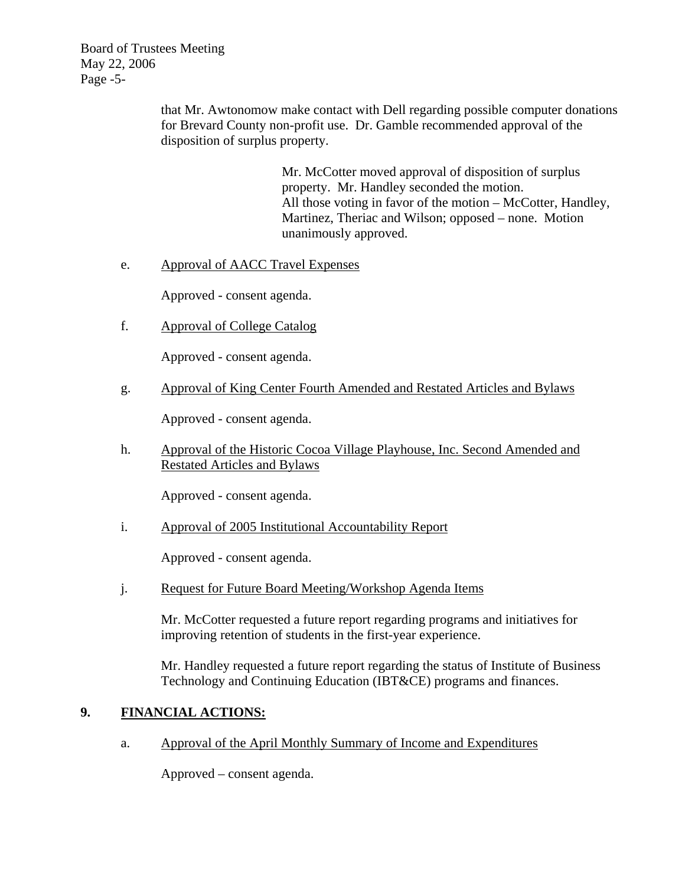that Mr. Awtonomow make contact with Dell regarding possible computer donations for Brevard County non-profit use. Dr. Gamble recommended approval of the disposition of surplus property.

> Mr. McCotter moved approval of disposition of surplus property. Mr. Handley seconded the motion. All those voting in favor of the motion – McCotter, Handley, Martinez, Theriac and Wilson; opposed – none. Motion unanimously approved.

e. <u>Approval of AACC Travel Expenses</u>

Approved - consent agenda.

f. <u>Approval of College Catalog</u>

Approved - consent agenda.

g. <u>Approval of King Center Fourth Amended and Restated Articles and Bylaws</u>

Approved - consent agenda.

h. <u>Approval of the Historic Cocoa Village Playhouse, Inc. Second Amended and Restated Articles and Bylaws</u>

Approved - consent agenda.

i. <u>Approval of 2005 Institutional Accountability Report</u>

Approved - consent agenda.

j. <u>Request for Future Board Meeting/Workshop Agenda Items</u>

Mr. McCotter requested a future report regarding programs and initiatives for improving retention of students in the first-year experience.

Mr. Handley requested a future report regarding the status of Institute of Business Technology and Continuing Education (IBT&CE) programs and finances.

## 9. FINANCIAL ACTIONS:

a. <u>Approval of the April Monthly Summary of Income and Expenditures</u>

Approved – consent agenda.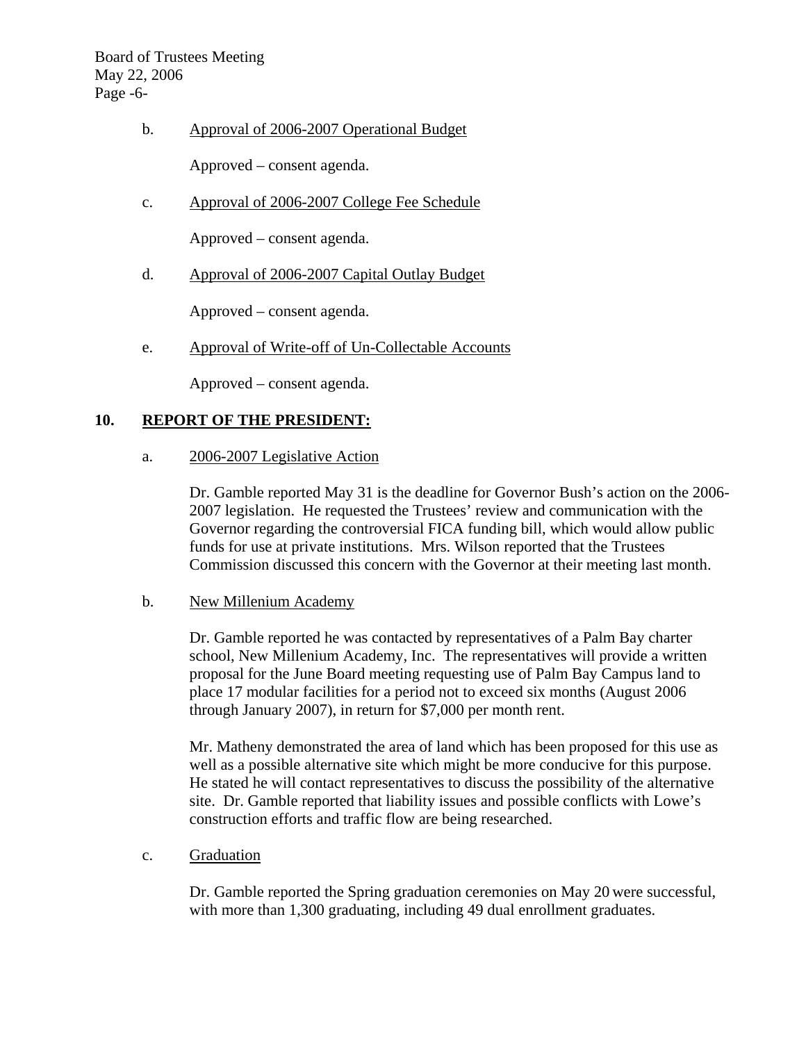b. Approval of 2006-2007 Operational Budget

Approved – consent agenda.

c. Approval of 2006-2007 College Fee Schedule

Approved – consent agenda.

d. Approval of 2006-2007 Capital Outlay Budget

Approved – consent agenda.

e. Approval of Write-off of Un-Collectable Accounts

Approved – consent agenda.

## 10. REPORT OF THE PRESIDENT:

a. 2006-2007 Legislative Action

Dr. Gamble reported May 31 is the deadline for Governor Bush's action on the 2006-2007 legislation. He requested the Trustees' review and communication with the Governor regarding the controversial FICA funding bill, which would allow public funds for use at private institutions. Mrs. Wilson reported that the Trustees Commission discussed this concern with the Governor at their meeting last month.

b. New Millenium Academy

Dr. Gamble reported he was contacted by representatives of a Palm Bay charter school, New Millenium Academy, Inc. The representatives will provide a written proposal for the June Board meeting requesting use of Palm Bay Campus land to place 17 modular facilities for a period not to exceed six months (August 2006 through January 2007), in return for $7,000 per month rent.

Mr. Matheny demonstrated the area of land which has been proposed for this use as well as a possible alternative site which might be more conducive for this purpose. He stated he will contact representatives to discuss the possibility of the alternative site. Dr. Gamble reported that liability issues and possible conflicts with Lowe's construction efforts and traffic flow are being researched.

c. Graduation

Dr. Gamble reported the Spring graduation ceremonies on May 20 were successful, with more than 1,300 graduating, including 49 dual enrollment graduates.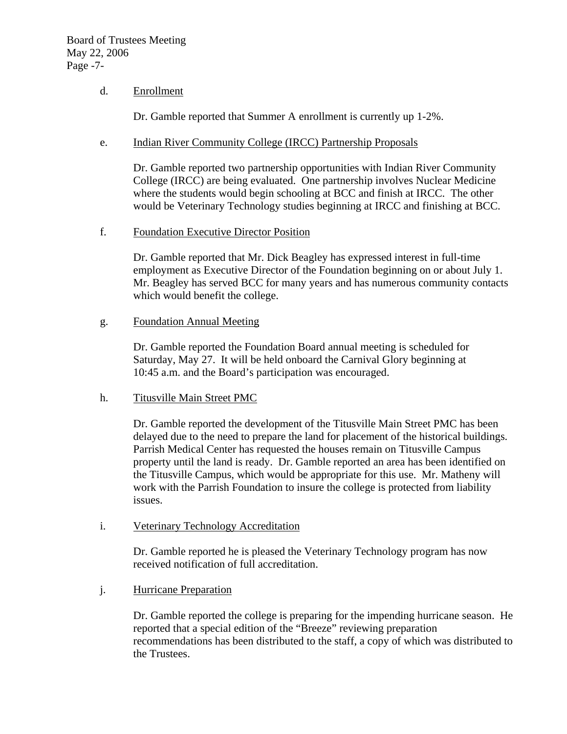d. <u>Enrollment</u>

Dr. Gamble reported that Summer A enrollment is currently up 1-2%.

e. <u>Indian River Community College (IRCC) Partnership Proposals</u>

Dr. Gamble reported two partnership opportunities with Indian River Community College (IRCC) are being evaluated. One partnership involves Nuclear Medicine where the students would begin schooling at BCC and finish at IRCC. The other would be Veterinary Technology studies beginning at IRCC and finishing at BCC.

f. <u>Foundation Executive Director Position</u>

Dr. Gamble reported that Mr. Dick Beagley has expressed interest in full-time employment as Executive Director of the Foundation beginning on or about July 1. Mr. Beagley has served BCC for many years and has numerous community contacts which would benefit the college.

g. <u>Foundation Annual Meeting</u>

Dr. Gamble reported the Foundation Board annual meeting is scheduled for Saturday, May 27. It will be held onboard the Carnival Glory beginning at 10:45 a.m. and the Board's participation was encouraged.

h. <u>Titusville Main Street PMC</u>

Dr. Gamble reported the development of the Titusville Main Street PMC has been delayed due to the need to prepare the land for placement of the historical buildings. Parrish Medical Center has requested the houses remain on Titusville Campus property until the land is ready. Dr. Gamble reported an area has been identified on the Titusville Campus, which would be appropriate for this use. Mr. Matheny will work with the Parrish Foundation to insure the college is protected from liability issues.

i. <u>Veterinary Technology Accreditation</u>

Dr. Gamble reported he is pleased the Veterinary Technology program has now received notification of full accreditation.

j. <u>Hurricane Preparation</u>

Dr. Gamble reported the college is preparing for the impending hurricane season. He reported that a special edition of the "Breeze" reviewing preparation recommendations has been distributed to the staff, a copy of which was distributed to the Trustees.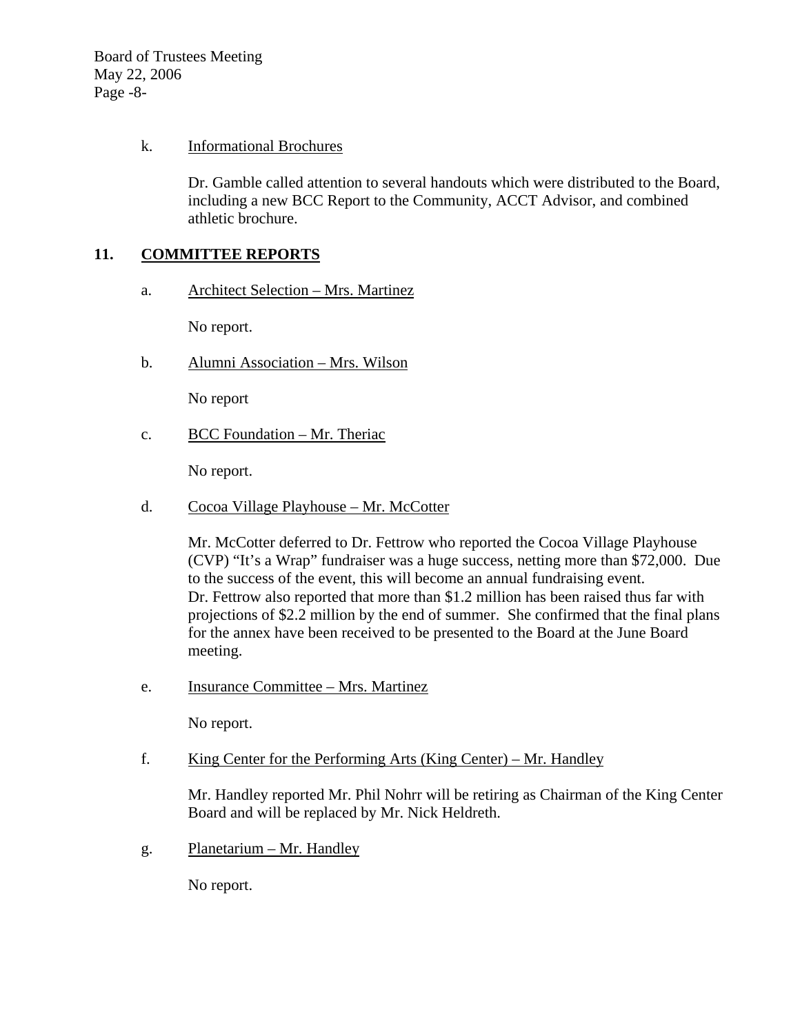k. Informational Brochures

Dr. Gamble called attention to several handouts which were distributed to the Board, including a new BCC Report to the Community, ACCT Advisor, and combined athletic brochure.

## 11. COMMITTEE REPORTS

a. Architect Selection – Mrs. Martinez

No report.

b. Alumni Association – Mrs. Wilson

No report

c. BCC Foundation – Mr. Theriac

No report.

d. Cocoa Village Playhouse – Mr. McCotter

Mr. McCotter deferred to Dr. Fettrow who reported the Cocoa Village Playhouse (CVP) "It's a Wrap" fundraiser was a huge success, netting more than $72,000. Due to the success of the event, this will become an annual fundraising event. Dr. Fettrow also reported that more than $1.2 million has been raised thus far with projections of $2.2 million by the end of summer. She confirmed that the final plans for the annex have been received to be presented to the Board at the June Board meeting.

e. Insurance Committee – Mrs. Martinez

No report.

f. King Center for the Performing Arts (King Center) – Mr. Handley

Mr. Handley reported Mr. Phil Nohrr will be retiring as Chairman of the King Center Board and will be replaced by Mr. Nick Heldreth.

g. Planetarium – Mr. Handley

No report.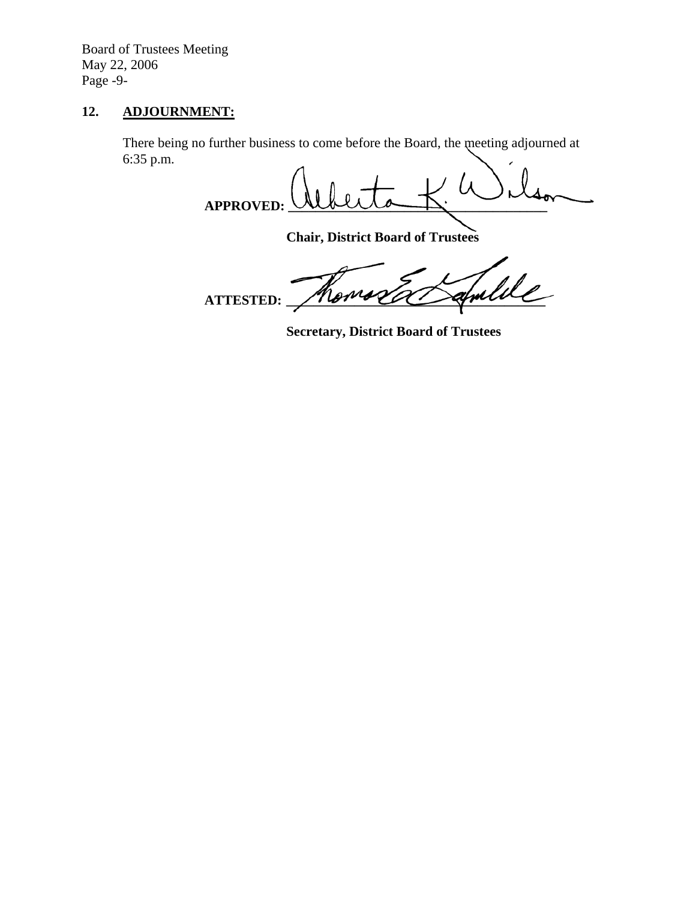## 12. ADJOURNMENT:

There being no further business to come before the Board, the meeting adjourned at 6:35 p.m.

**APPROVED:** Alberta K. Wilson

**Chair, District Board of Trustees**

**ATTESTED:** Thomas E. Lamlile

**Secretary, District Board of Trustees**